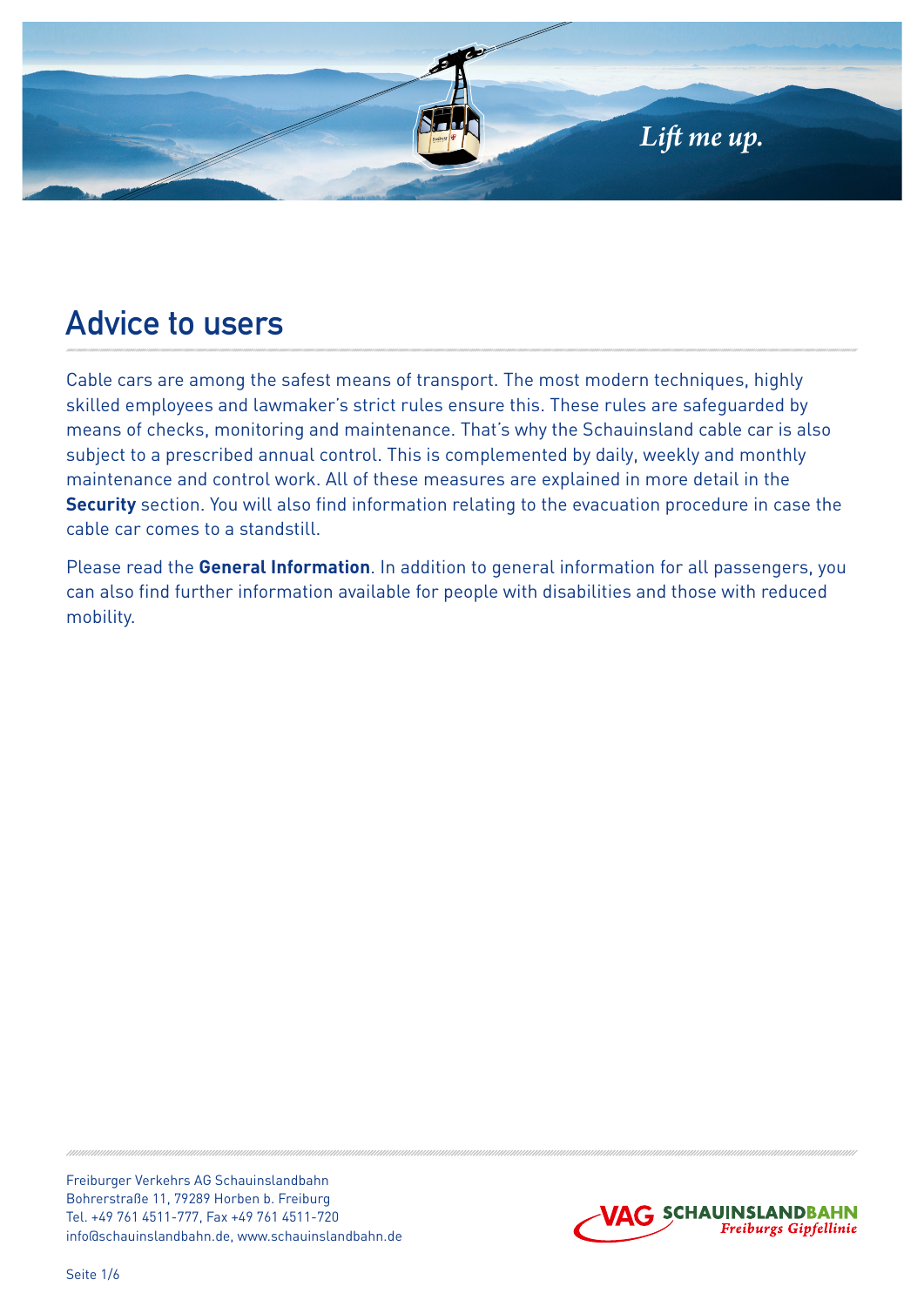# Advice to users

Cable cars are among the safest means of transport. The most modern techniques, highly skilled employees and lawmaker's strict rules ensure this. These rules are safeguarded by means of checks, monitoring and maintenance. That's why the Schauinsland cable car is also subject to a prescribed annual control. This is complemented by daily, weekly and monthly maintenance and control work. All of these measures are explained in more detail in the **Security** section. You will also find information relating to the evacuation procedure in case the cable car comes to a standstill.

Please read the **General Information**. In addition to general information for all passengers, you can also find further information available for people with disabilities and those with reduced mobility.

Freiburger Verkehrs AG Schauinslandbahn
Bohrerstraße 11, 79289 Horben b. Freiburg
Tel. +49 761 4511-777, Fax +49 761 4511-720
info@schauinslandbahn.de, www.schauinslandbahn.de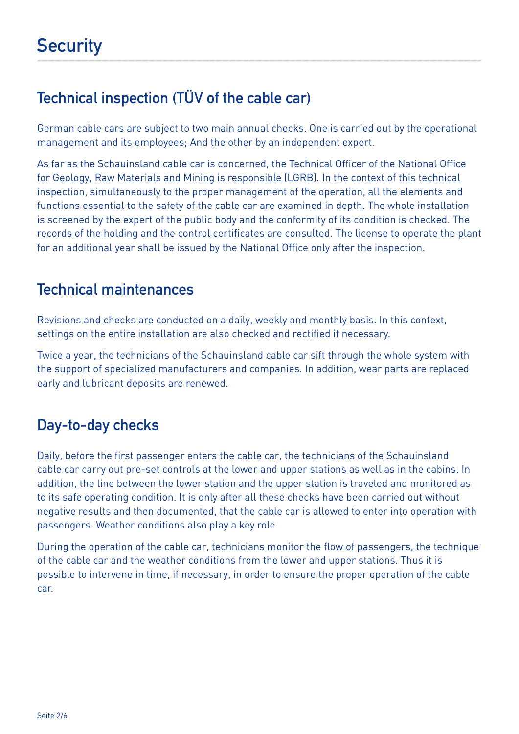# Security

## Technical inspection (TÜV of the cable car)

German cable cars are subject to two main annual checks. One is carried out by the operational management and its employees; And the other by an independent expert.

As far as the Schauinsland cable car is concerned, the Technical Officer of the National Office for Geology, Raw Materials and Mining is responsible (LGRB). In the context of this technical inspection, simultaneously to the proper management of the operation, all the elements and functions essential to the safety of the cable car are examined in depth. The whole installation is screened by the expert of the public body and the conformity of its condition is checked. The records of the holding and the control certificates are consulted. The license to operate the plant for an additional year shall be issued by the National Office only after the inspection.

## Technical maintenances

Revisions and checks are conducted on a daily, weekly and monthly basis. In this context, settings on the entire installation are also checked and rectified if necessary.

Twice a year, the technicians of the Schauinsland cable car sift through the whole system with the support of specialized manufacturers and companies. In addition, wear parts are replaced early and lubricant deposits are renewed.

## Day-to-day checks

Daily, before the first passenger enters the cable car, the technicians of the Schauinsland cable car carry out pre-set controls at the lower and upper stations as well as in the cabins. In addition, the line between the lower station and the upper station is traveled and monitored as to its safe operating condition. It is only after all these checks have been carried out without negative results and then documented, that the cable car is allowed to enter into operation with passengers. Weather conditions also play a key role.

During the operation of the cable car, technicians monitor the flow of passengers, the technique of the cable car and the weather conditions from the lower and upper stations. Thus it is possible to intervene in time, if necessary, in order to ensure the proper operation of the cable car.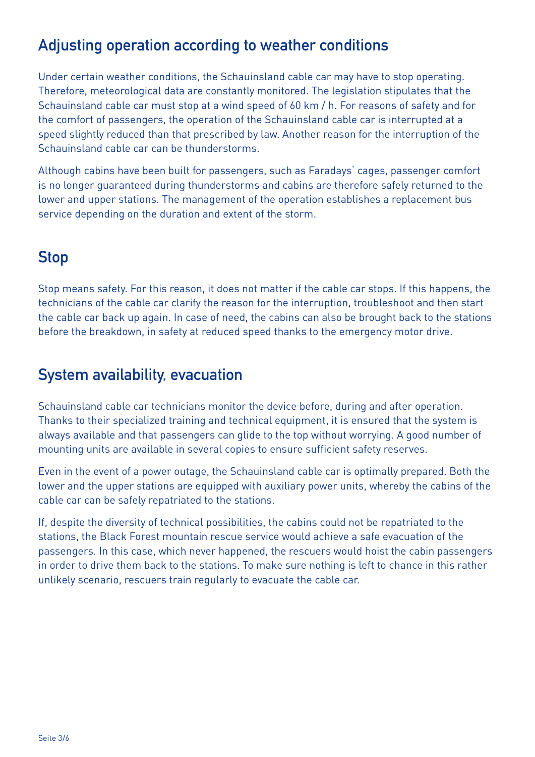## Adjusting operation according to weather conditions

Under certain weather conditions, the Schauinsland cable car may have to stop operating. Therefore, meteorological data are constantly monitored. The legislation stipulates that the Schauinsland cable car must stop at a wind speed of 60 km / h. For reasons of safety and for the comfort of passengers, the operation of the Schauinsland cable car is interrupted at a speed slightly reduced than that prescribed by law. Another reason for the interruption of the Schauinsland cable car can be thunderstorms.

Although cabins have been built for passengers, such as Faradays' cages, passenger comfort is no longer guaranteed during thunderstorms and cabins are therefore safely returned to the lower and upper stations. The management of the operation establishes a replacement bus service depending on the duration and extent of the storm.

## Stop

Stop means safety. For this reason, it does not matter if the cable car stops. If this happens, the technicians of the cable car clarify the reason for the interruption, troubleshoot and then start the cable car back up again. In case of need, the cabins can also be brought back to the stations before the breakdown, in safety at reduced speed thanks to the emergency motor drive.

## System availability, evacuation

Schauinsland cable car technicians monitor the device before, during and after operation. Thanks to their specialized training and technical equipment, it is ensured that the system is always available and that passengers can glide to the top without worrying. A good number of mounting units are available in several copies to ensure sufficient safety reserves.

Even in the event of a power outage, the Schauinsland cable car is optimally prepared. Both the lower and the upper stations are equipped with auxiliary power units, whereby the cabins of the cable car can be safely repatriated to the stations.

If, despite the diversity of technical possibilities, the cabins could not be repatriated to the stations, the Black Forest mountain rescue service would achieve a safe evacuation of the passengers. In this case, which never happened, the rescuers would hoist the cabin passengers in order to drive them back to the stations. To make sure nothing is left to chance in this rather unlikely scenario, rescuers train regularly to evacuate the cable car.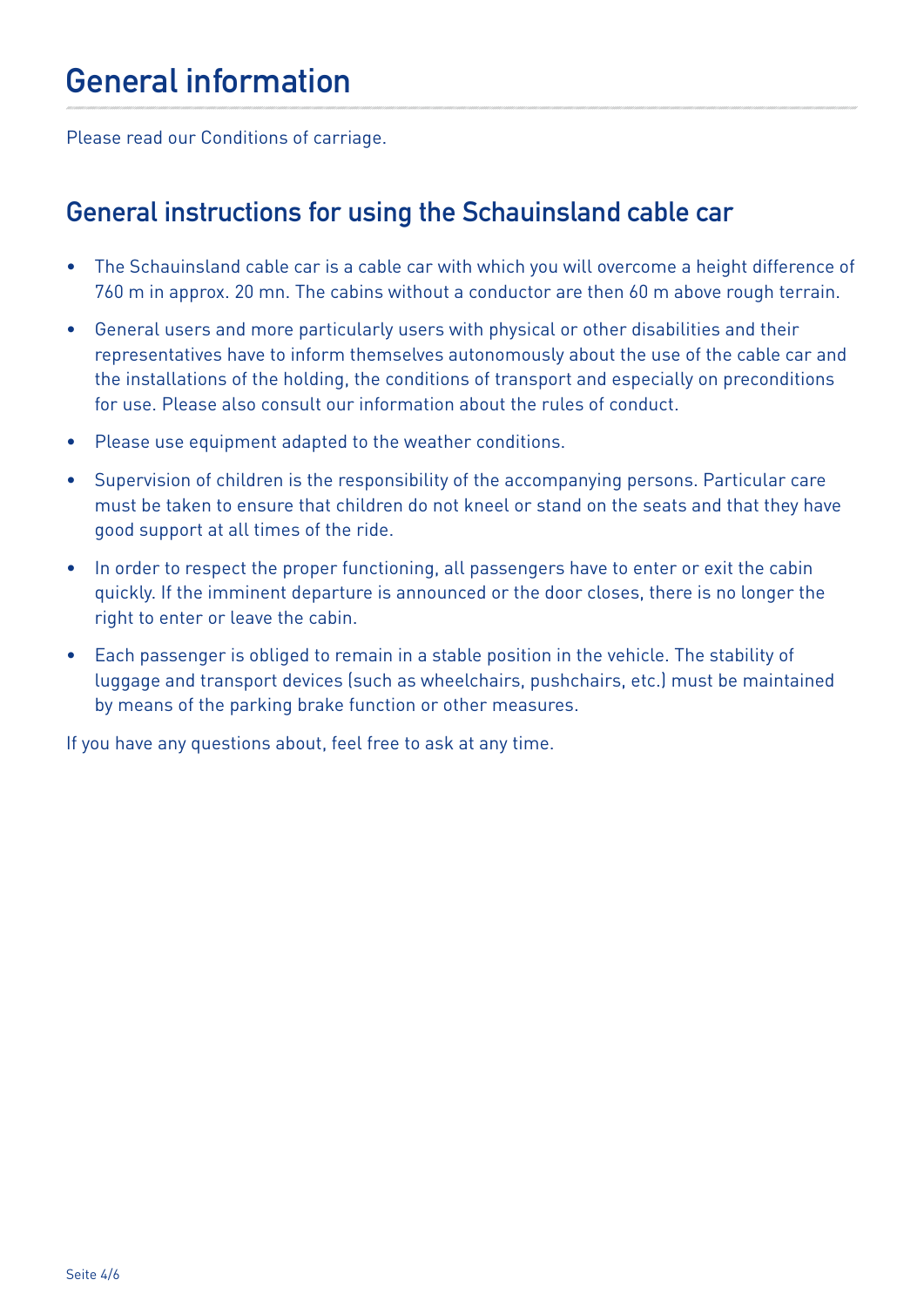# General information

Please read our Conditions of carriage.

## General instructions for using the Schauinsland cable car

- The Schauinsland cable car is a cable car with which you will overcome a height difference of 760 m in approx. 20 mn. The cabins without a conductor are then 60 m above rough terrain.
- General users and more particularly users with physical or other disabilities and their representatives have to inform themselves autonomously about the use of the cable car and the installations of the holding, the conditions of transport and especially on preconditions for use. Please also consult our information about the rules of conduct.
- Please use equipment adapted to the weather conditions.
- Supervision of children is the responsibility of the accompanying persons. Particular care must be taken to ensure that children do not kneel or stand on the seats and that they have good support at all times of the ride.
- In order to respect the proper functioning, all passengers have to enter or exit the cabin quickly. If the imminent departure is announced or the door closes, there is no longer the right to enter or leave the cabin.
- Each passenger is obliged to remain in a stable position in the vehicle. The stability of luggage and transport devices (such as wheelchairs, pushchairs, etc.) must be maintained by means of the parking brake function or other measures.

If you have any questions about, feel free to ask at any time.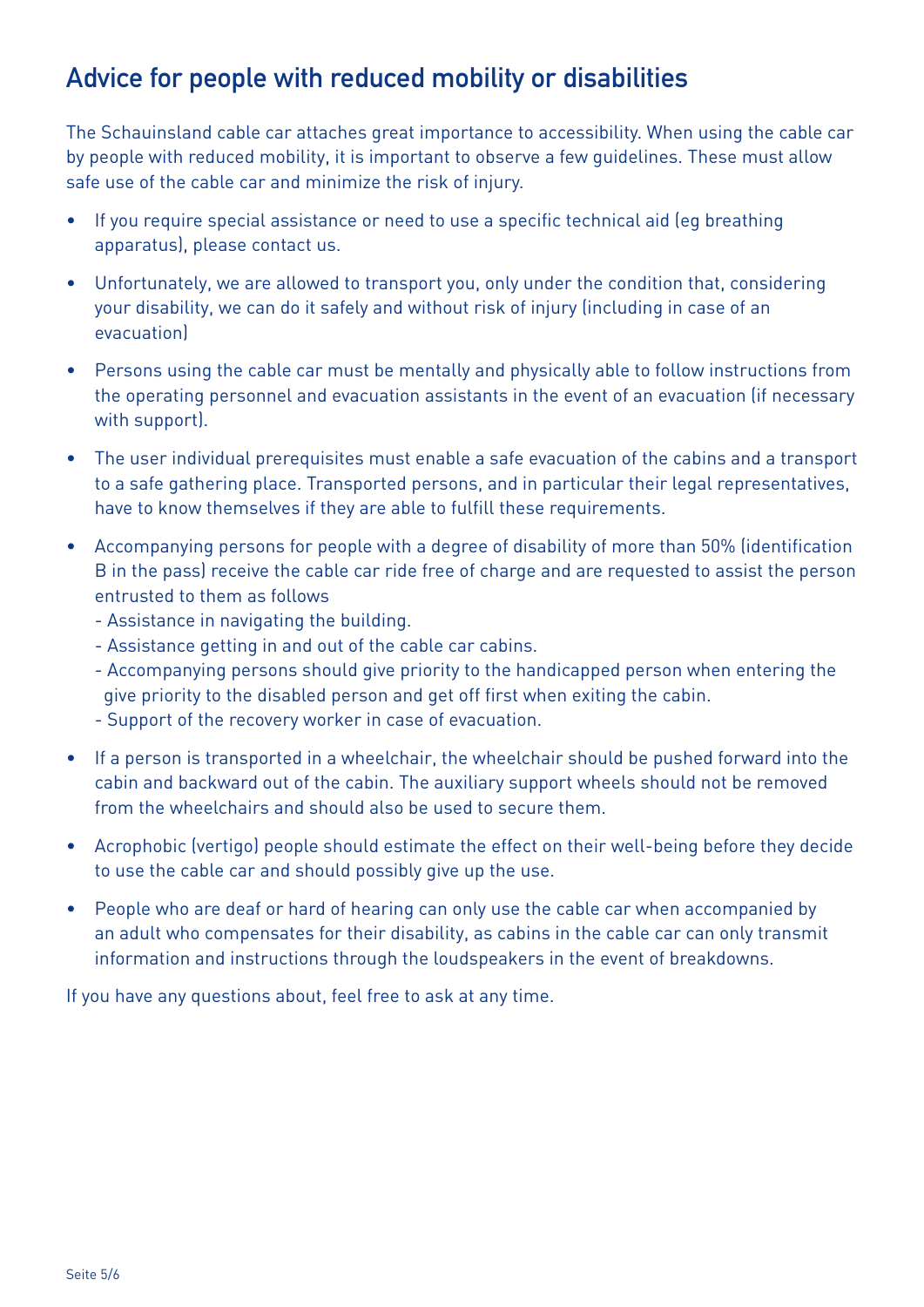## Advice for people with reduced mobility or disabilities

The Schauinsland cable car attaches great importance to accessibility. When using the cable car by people with reduced mobility, it is important to observe a few guidelines. These must allow safe use of the cable car and minimize the risk of injury.

- If you require special assistance or need to use a specific technical aid (eg breathing apparatus), please contact us.
- Unfortunately, we are allowed to transport you, only under the condition that, considering your disability, we can do it safely and without risk of injury (including in case of an evacuation)
- Persons using the cable car must be mentally and physically able to follow instructions from the operating personnel and evacuation assistants in the event of an evacuation (if necessary with support).
- The user individual prerequisites must enable a safe evacuation of the cabins and a transport to a safe gathering place. Transported persons, and in particular their legal representatives, have to know themselves if they are able to fulfill these requirements.
- Accompanying persons for people with a degree of disability of more than 50% (identification B in the pass) receive the cable car ride free of charge and are requested to assist the person entrusted to them as follows
  - Assistance in navigating the building.
  - Assistance getting in and out of the cable car cabins.
  - Accompanying persons should give priority to the handicapped person when entering the give priority to the disabled person and get off first when exiting the cabin.
  - Support of the recovery worker in case of evacuation.
- If a person is transported in a wheelchair, the wheelchair should be pushed forward into the cabin and backward out of the cabin. The auxiliary support wheels should not be removed from the wheelchairs and should also be used to secure them.
- Acrophobic (vertigo) people should estimate the effect on their well-being before they decide to use the cable car and should possibly give up the use.
- People who are deaf or hard of hearing can only use the cable car when accompanied by an adult who compensates for their disability, as cabins in the cable car can only transmit information and instructions through the loudspeakers in the event of breakdowns.

If you have any questions about, feel free to ask at any time.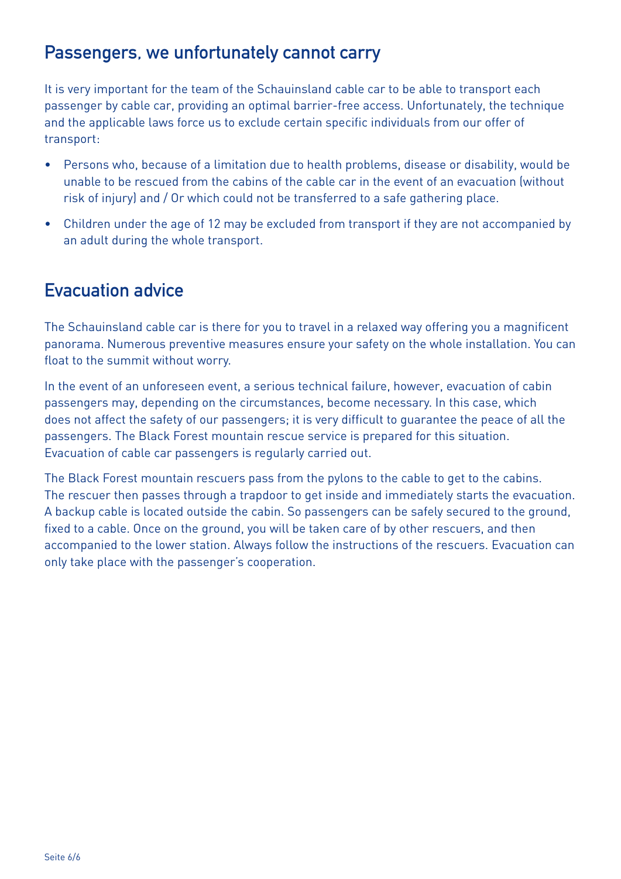## Passengers, we unfortunately cannot carry

It is very important for the team of the Schauinsland cable car to be able to transport each passenger by cable car, providing an optimal barrier-free access. Unfortunately, the technique and the applicable laws force us to exclude certain specific individuals from our offer of transport:

- Persons who, because of a limitation due to health problems, disease or disability, would be unable to be rescued from the cabins of the cable car in the event of an evacuation (without risk of injury) and / Or which could not be transferred to a safe gathering place.
- Children under the age of 12 may be excluded from transport if they are not accompanied by an adult during the whole transport.

## Evacuation advice

The Schauinsland cable car is there for you to travel in a relaxed way offering you a magnificent panorama. Numerous preventive measures ensure your safety on the whole installation. You can float to the summit without worry.

In the event of an unforeseen event, a serious technical failure, however, evacuation of cabin passengers may, depending on the circumstances, become necessary. In this case, which does not affect the safety of our passengers; it is very difficult to guarantee the peace of all the passengers. The Black Forest mountain rescue service is prepared for this situation. Evacuation of cable car passengers is regularly carried out.

The Black Forest mountain rescuers pass from the pylons to the cable to get to the cabins. The rescuer then passes through a trapdoor to get inside and immediately starts the evacuation. A backup cable is located outside the cabin. So passengers can be safely secured to the ground, fixed to a cable. Once on the ground, you will be taken care of by other rescuers, and then accompanied to the lower station. Always follow the instructions of the rescuers. Evacuation can only take place with the passenger's cooperation.